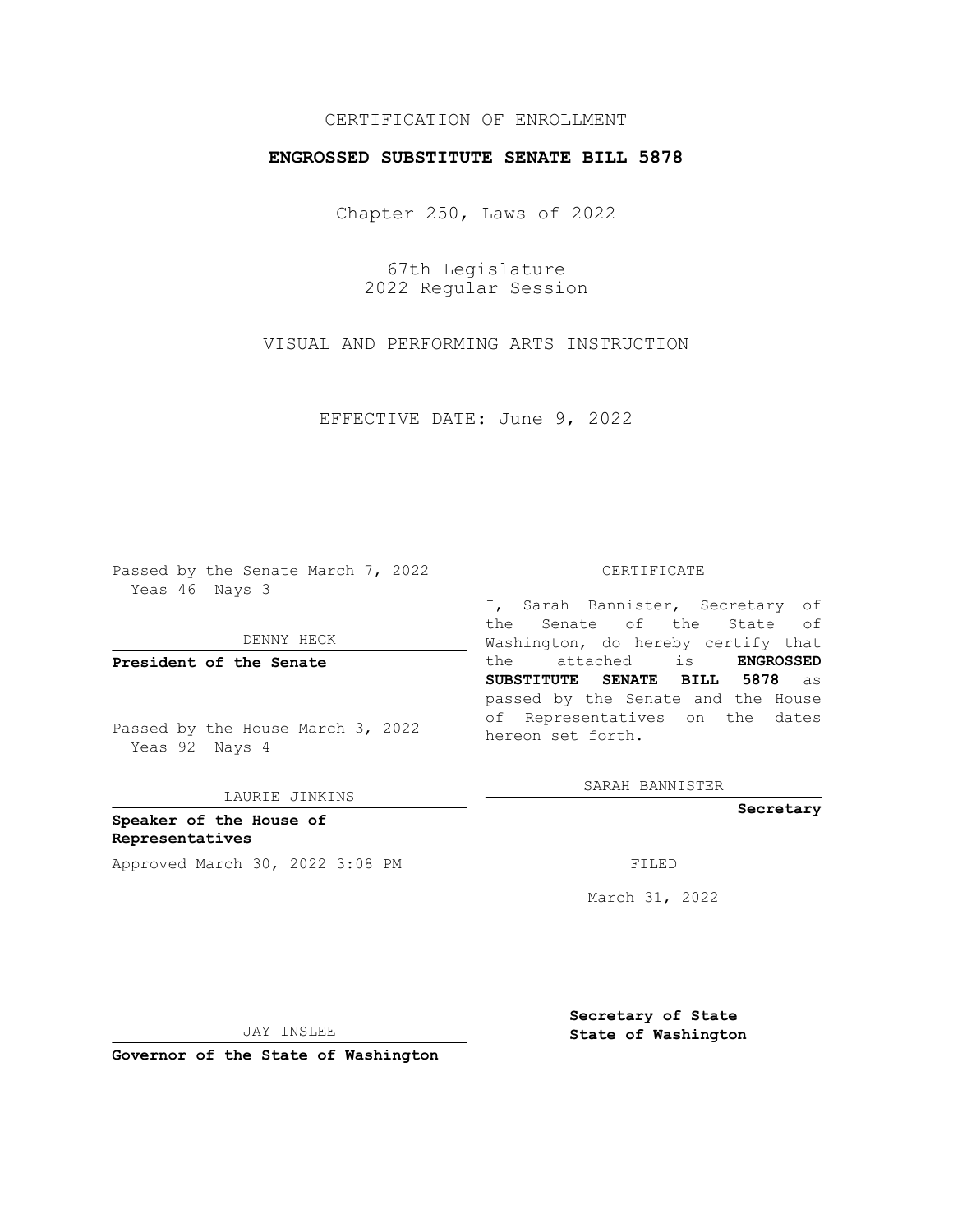CERTIFICATION OF ENROLLMENT

**ENGROSSED SUBSTITUTE SENATE BILL 5878**

Chapter 250, Laws of 2022

67th Legislature
2022 Regular Session

VISUAL AND PERFORMING ARTS INSTRUCTION

EFFECTIVE DATE: June 9, 2022

Passed by the Senate March 7, 2022
Yeas 46 Nays 3

DENNY HECK

**President of the Senate**

Passed by the House March 3, 2022
Yeas 92 Nays 4

LAURIE JINKINS

**Speaker of the House of Representatives**

Approved March 30, 2022 3:08 PM

JAY INSLEE

**Governor of the State of Washington**

CERTIFICATE

I, Sarah Bannister, Secretary of the Senate of the State of Washington, do hereby certify that the attached is **ENGROSSED SUBSTITUTE SENATE BILL 5878** as passed by the Senate and the House of Representatives on the dates hereon set forth.

SARAH BANNISTER

**Secretary**

FILED

March 31, 2022

**Secretary of State**
**State of Washington**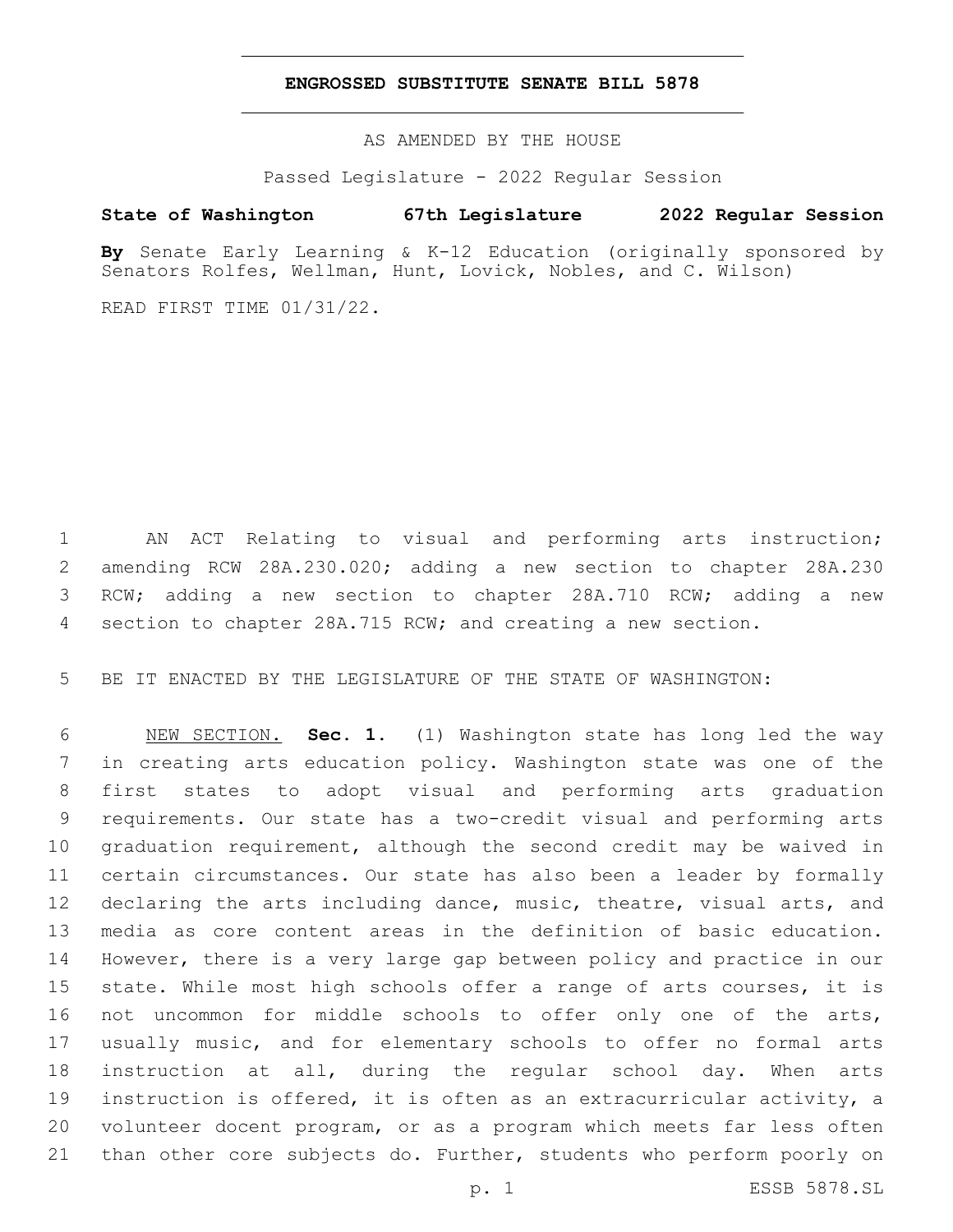# ENGROSSED SUBSTITUTE SENATE BILL 5878

AS AMENDED BY THE HOUSE

Passed Legislature - 2022 Regular Session

**State of Washington 67th Legislature 2022 Regular Session**

**By** Senate Early Learning & K-12 Education (originally sponsored by Senators Rolfes, Wellman, Hunt, Lovick, Nobles, and C. Wilson)

READ FIRST TIME 01/31/22.

AN ACT Relating to visual and performing arts instruction; amending RCW 28A.230.020; adding a new section to chapter 28A.230 RCW; adding a new section to chapter 28A.710 RCW; adding a new section to chapter 28A.715 RCW; and creating a new section.

BE IT ENACTED BY THE LEGISLATURE OF THE STATE OF WASHINGTON:

NEW SECTION. **Sec. 1.** (1) Washington state has long led the way in creating arts education policy. Washington state was one of the first states to adopt visual and performing arts graduation requirements. Our state has a two-credit visual and performing arts graduation requirement, although the second credit may be waived in certain circumstances. Our state has also been a leader by formally declaring the arts including dance, music, theatre, visual arts, and media as core content areas in the definition of basic education. However, there is a very large gap between policy and practice in our state. While most high schools offer a range of arts courses, it is not uncommon for middle schools to offer only one of the arts, usually music, and for elementary schools to offer no formal arts instruction at all, during the regular school day. When arts instruction is offered, it is often as an extracurricular activity, a volunteer docent program, or as a program which meets far less often than other core subjects do. Further, students who perform poorly on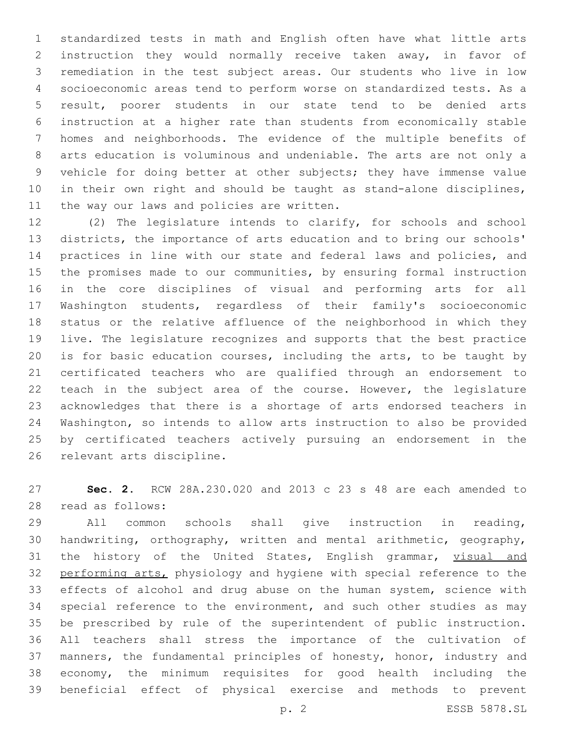standardized tests in math and English often have what little arts instruction they would normally receive taken away, in favor of remediation in the test subject areas. Our students who live in low socioeconomic areas tend to perform worse on standardized tests. As a result, poorer students in our state tend to be denied arts instruction at a higher rate than students from economically stable homes and neighborhoods. The evidence of the multiple benefits of arts education is voluminous and undeniable. The arts are not only a vehicle for doing better at other subjects; they have immense value in their own right and should be taught as stand-alone disciplines, the way our laws and policies are written.

(2) The legislature intends to clarify, for schools and school districts, the importance of arts education and to bring our schools' practices in line with our state and federal laws and policies, and the promises made to our communities, by ensuring formal instruction in the core disciplines of visual and performing arts for all Washington students, regardless of their family's socioeconomic status or the relative affluence of the neighborhood in which they live. The legislature recognizes and supports that the best practice is for basic education courses, including the arts, to be taught by certificated teachers who are qualified through an endorsement to teach in the subject area of the course. However, the legislature acknowledges that there is a shortage of arts endorsed teachers in Washington, so intends to allow arts instruction to also be provided by certificated teachers actively pursuing an endorsement in the relevant arts discipline.

**Sec. 2.** RCW 28A.230.020 and 2013 c 23 s 48 are each amended to read as follows:

All common schools shall give instruction in reading, handwriting, orthography, written and mental arithmetic, geography, the history of the United States, English grammar, <u>visual and performing arts,</u> physiology and hygiene with special reference to the effects of alcohol and drug abuse on the human system, science with special reference to the environment, and such other studies as may be prescribed by rule of the superintendent of public instruction. All teachers shall stress the importance of the cultivation of manners, the fundamental principles of honesty, honor, industry and economy, the minimum requisites for good health including the beneficial effect of physical exercise and methods to prevent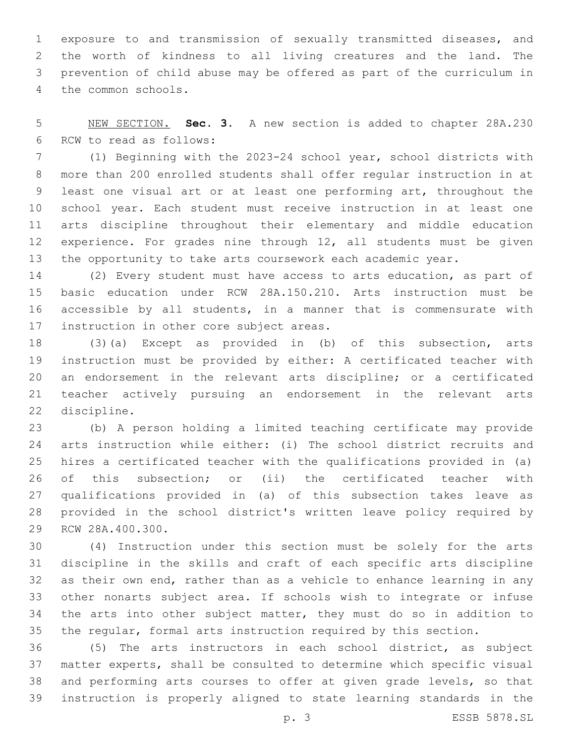exposure to and transmission of sexually transmitted diseases, and the worth of kindness to all living creatures and the land. The prevention of child abuse may be offered as part of the curriculum in the common schools.

NEW SECTION. **Sec. 3.** A new section is added to chapter 28A.230 RCW to read as follows:

(1) Beginning with the 2023-24 school year, school districts with more than 200 enrolled students shall offer regular instruction in at least one visual art or at least one performing art, throughout the school year. Each student must receive instruction in at least one arts discipline throughout their elementary and middle education experience. For grades nine through 12, all students must be given the opportunity to take arts coursework each academic year.

(2) Every student must have access to arts education, as part of basic education under RCW 28A.150.210. Arts instruction must be accessible by all students, in a manner that is commensurate with instruction in other core subject areas.

(3)(a) Except as provided in (b) of this subsection, arts instruction must be provided by either: A certificated teacher with an endorsement in the relevant arts discipline; or a certificated teacher actively pursuing an endorsement in the relevant arts discipline.

(b) A person holding a limited teaching certificate may provide arts instruction while either: (i) The school district recruits and hires a certificated teacher with the qualifications provided in (a) of this subsection; or (ii) the certificated teacher with qualifications provided in (a) of this subsection takes leave as provided in the school district's written leave policy required by RCW 28A.400.300.

(4) Instruction under this section must be solely for the arts discipline in the skills and craft of each specific arts discipline as their own end, rather than as a vehicle to enhance learning in any other nonarts subject area. If schools wish to integrate or infuse the arts into other subject matter, they must do so in addition to the regular, formal arts instruction required by this section.

(5) The arts instructors in each school district, as subject matter experts, shall be consulted to determine which specific visual and performing arts courses to offer at given grade levels, so that instruction is properly aligned to state learning standards in the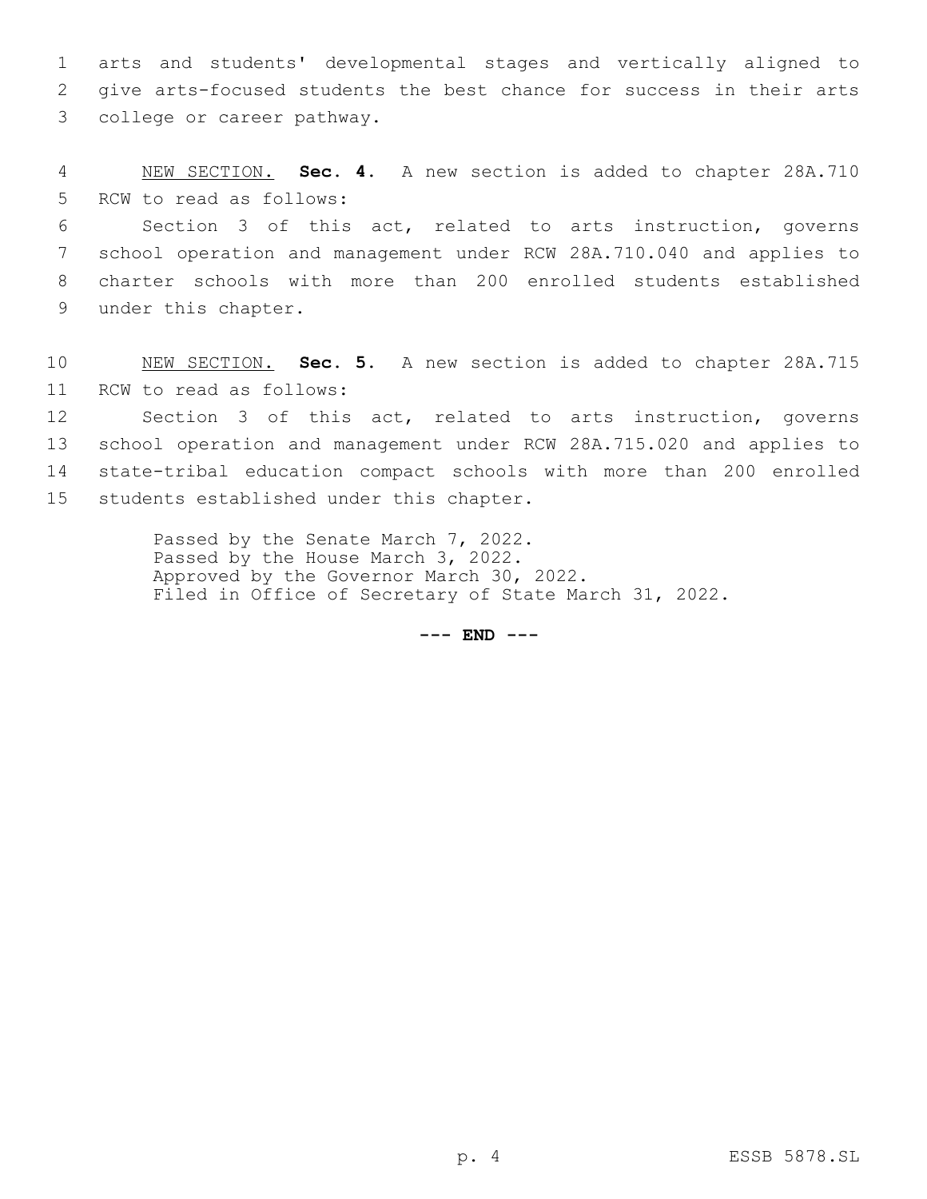arts and students' developmental stages and vertically aligned to give arts-focused students the best chance for success in their arts college or career pathway.

NEW SECTION. **Sec. 4.** A new section is added to chapter 28A.710 RCW to read as follows:

Section 3 of this act, related to arts instruction, governs school operation and management under RCW 28A.710.040 and applies to charter schools with more than 200 enrolled students established under this chapter.

NEW SECTION. **Sec. 5.** A new section is added to chapter 28A.715 RCW to read as follows:

Section 3 of this act, related to arts instruction, governs school operation and management under RCW 28A.715.020 and applies to state-tribal education compact schools with more than 200 enrolled students established under this chapter.

Passed by the Senate March 7, 2022.
Passed by the House March 3, 2022.
Approved by the Governor March 30, 2022.
Filed in Office of Secretary of State March 31, 2022.

**--- END ---**